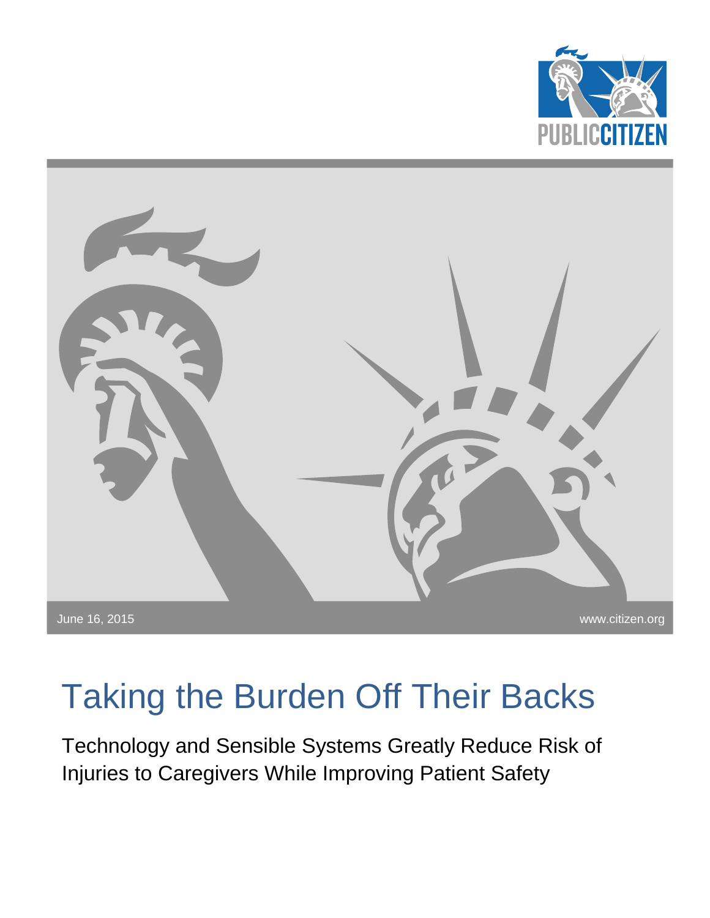PUBLIC CITIZEN

June 16, 2015

www.citizen.org

# Taking the Burden Off Their Backs

Technology and Sensible Systems Greatly Reduce Risk of Injuries to Caregivers While Improving Patient Safety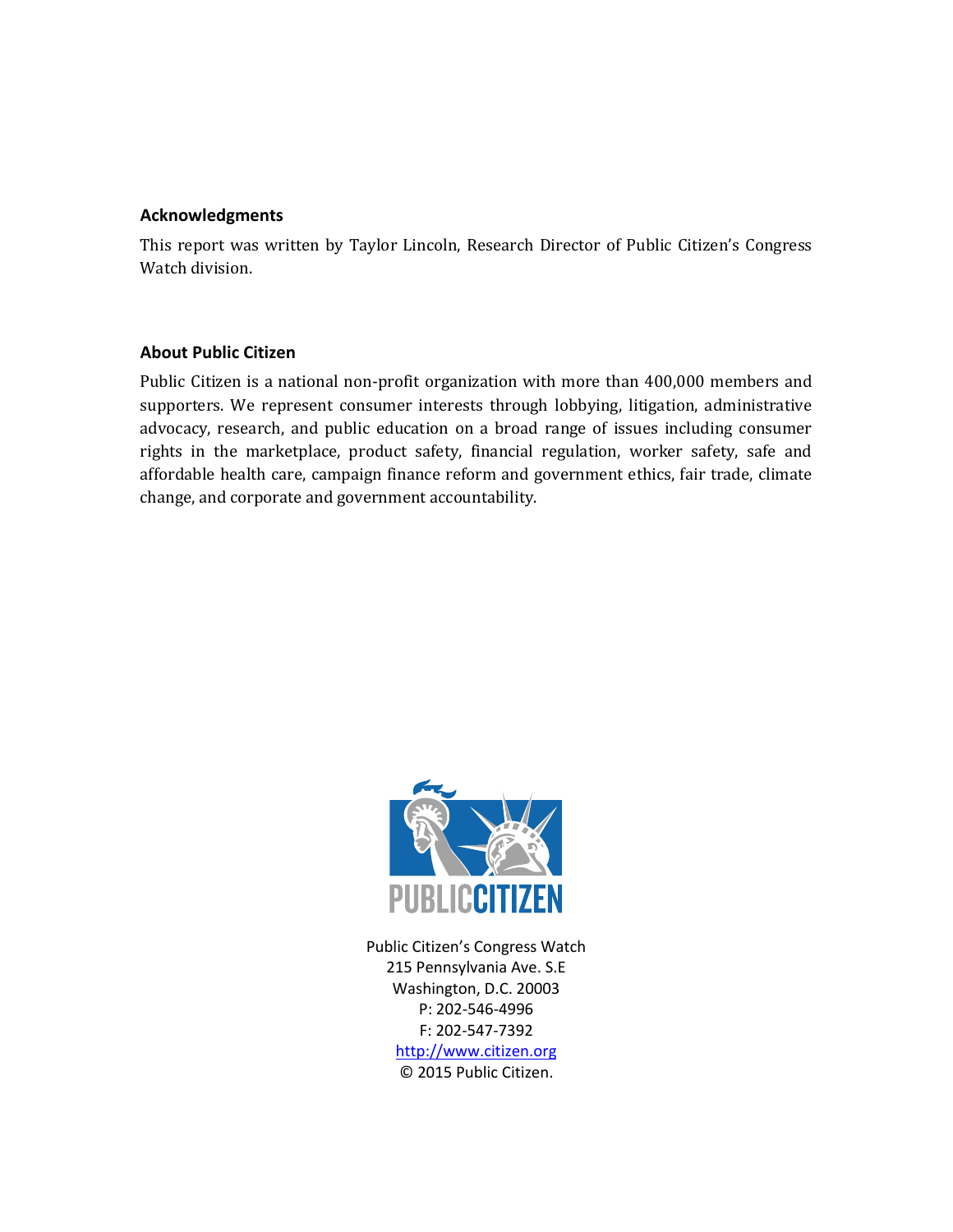**Acknowledgments**

This report was written by Taylor Lincoln, Research Director of Public Citizen's Congress Watch division.

**About Public Citizen**

Public Citizen is a national non-profit organization with more than 400,000 members and supporters. We represent consumer interests through lobbying, litigation, administrative advocacy, research, and public education on a broad range of issues including consumer rights in the marketplace, product safety, financial regulation, worker safety, safe and affordable health care, campaign finance reform and government ethics, fair trade, climate change, and corporate and government accountability.

PUBLIC CITIZEN

Public Citizen's Congress Watch
215 Pennsylvania Ave. S.E
Washington, D.C. 20003
P: 202-546-4996
F: 202-547-7392
http://www.citizen.org
© 2015 Public Citizen.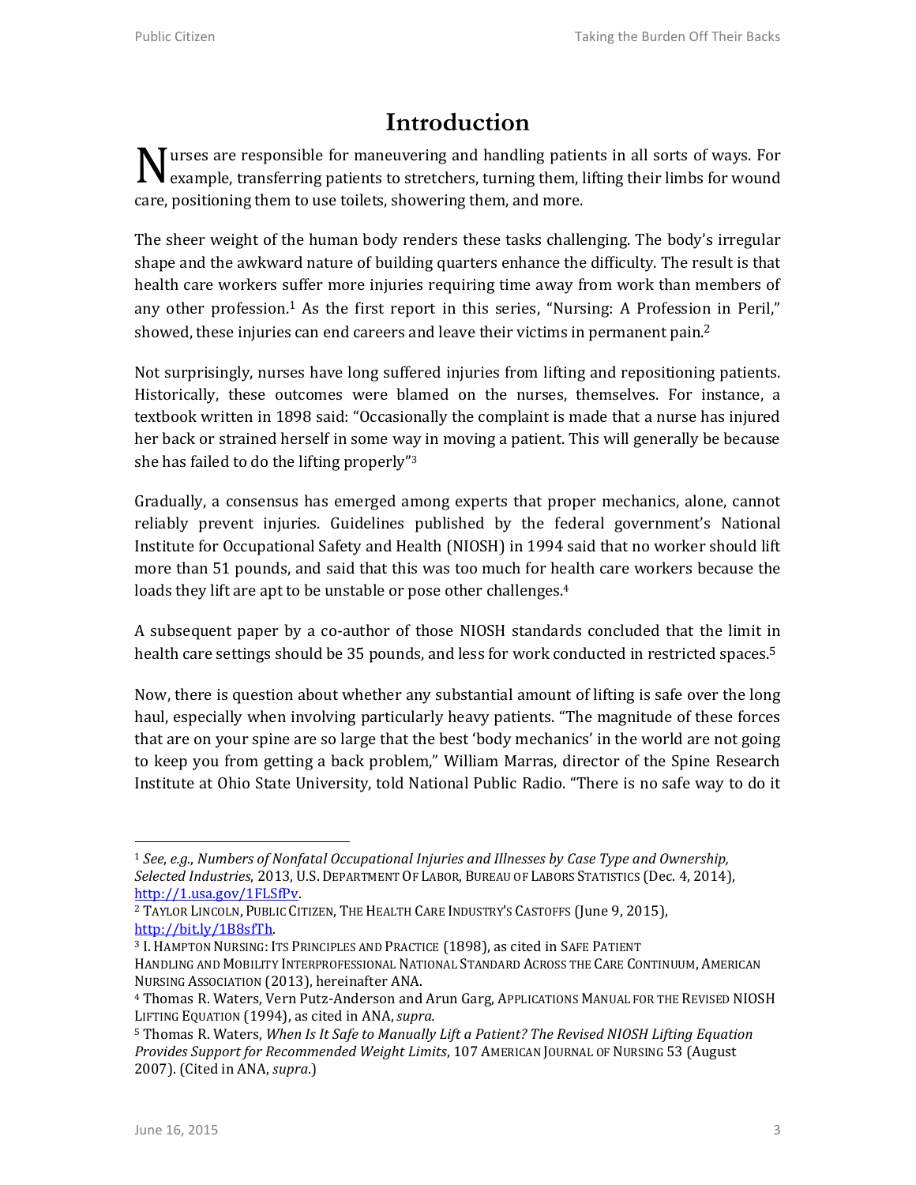# Introduction

Nurses are responsible for maneuvering and handling patients in all sorts of ways. For example, transferring patients to stretchers, turning them, lifting their limbs for wound care, positioning them to use toilets, showering them, and more.

The sheer weight of the human body renders these tasks challenging. The body's irregular shape and the awkward nature of building quarters enhance the difficulty. The result is that health care workers suffer more injuries requiring time away from work than members of any other profession.[1] As the first report in this series, "Nursing: A Profession in Peril," showed, these injuries can end careers and leave their victims in permanent pain.[2]

Not surprisingly, nurses have long suffered injuries from lifting and repositioning patients. Historically, these outcomes were blamed on the nurses, themselves. For instance, a textbook written in 1898 said: "Occasionally the complaint is made that a nurse has injured her back or strained herself in some way in moving a patient. This will generally be because she has failed to do the lifting properly"[3]

Gradually, a consensus has emerged among experts that proper mechanics, alone, cannot reliably prevent injuries. Guidelines published by the federal government's National Institute for Occupational Safety and Health (NIOSH) in 1994 said that no worker should lift more than 51 pounds, and said that this was too much for health care workers because the loads they lift are apt to be unstable or pose other challenges.[4]

A subsequent paper by a co-author of those NIOSH standards concluded that the limit in health care settings should be 35 pounds, and less for work conducted in restricted spaces.[5]

Now, there is question about whether any substantial amount of lifting is safe over the long haul, especially when involving particularly heavy patients. "The magnitude of these forces that are on your spine are so large that the best 'body mechanics' in the world are not going to keep you from getting a back problem," William Marras, director of the Spine Research Institute at Ohio State University, told National Public Radio. "There is no safe way to do it

---

[1] *See, e.g.*, *Numbers of Nonfatal Occupational Injuries and Illnesses by Case Type and Ownership, Selected Industries*, 2013, U.S. DEPARTMENT OF LABOR, BUREAU OF LABORS STATISTICS (Dec. 4, 2014), http://1.usa.gov/1FLSfPv.

[2] TAYLOR LINCOLN, PUBLIC CITIZEN, THE HEALTH CARE INDUSTRY'S CASTOFFS (June 9, 2015), http://bit.ly/1B8sfTh.

[3] I. HAMPTON NURSING: ITS PRINCIPLES AND PRACTICE (1898), as cited in SAFE PATIENT HANDLING AND MOBILITY INTERPROFESSIONAL NATIONAL STANDARD ACROSS THE CARE CONTINUUM, AMERICAN NURSING ASSOCIATION (2013), hereinafter ANA.

[4] Thomas R. Waters, Vern Putz-Anderson and Arun Garg, APPLICATIONS MANUAL FOR THE REVISED NIOSH LIFTING EQUATION (1994), as cited in ANA, *supra.*

[5] Thomas R. Waters, *When Is It Safe to Manually Lift a Patient? The Revised NIOSH Lifting Equation Provides Support for Recommended Weight Limits*, 107 AMERICAN JOURNAL OF NURSING 53 (August 2007). (Cited in ANA, *supra*.)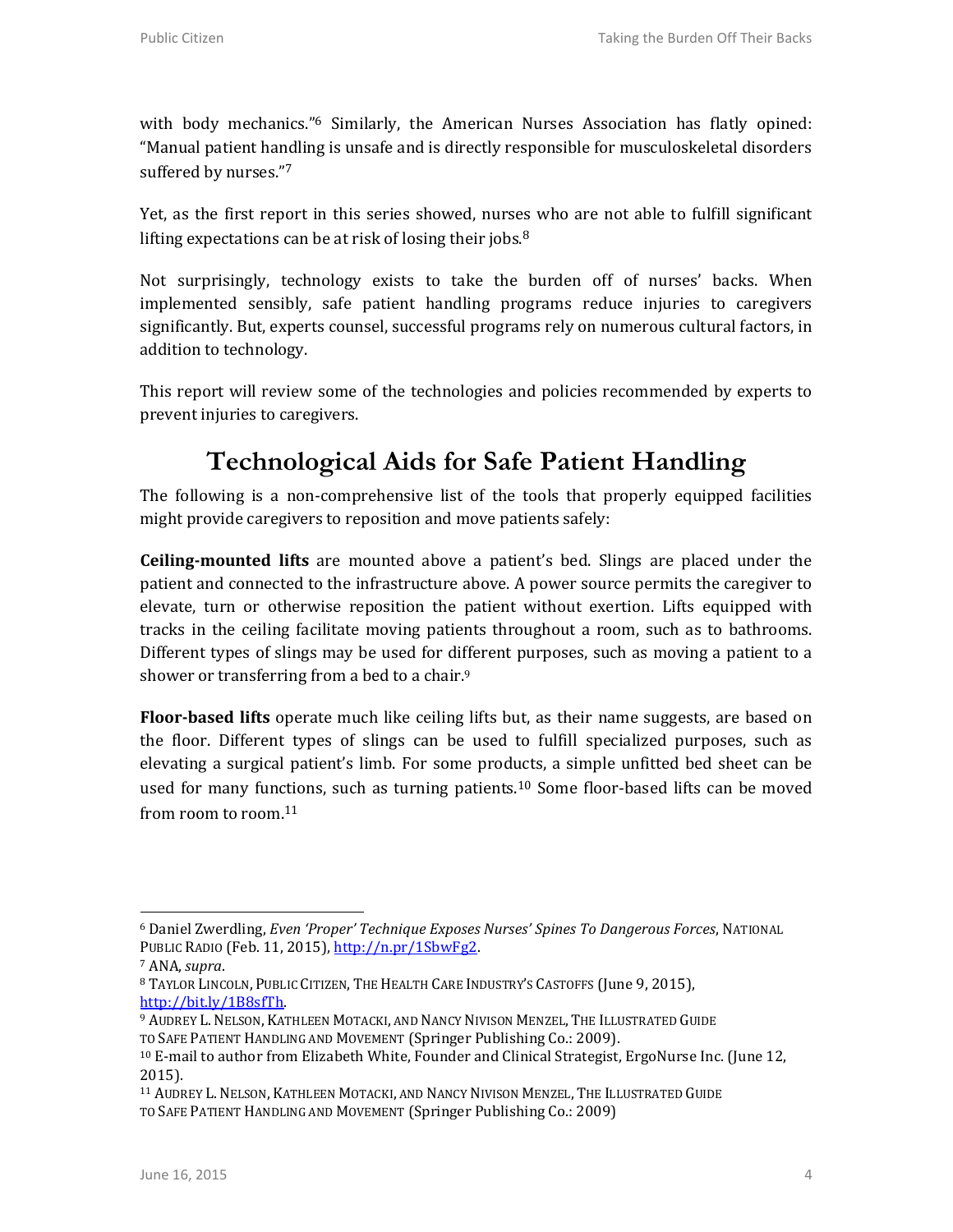with body mechanics."[6] Similarly, the American Nurses Association has flatly opined: "Manual patient handling is unsafe and is directly responsible for musculoskeletal disorders suffered by nurses."[7]

Yet, as the first report in this series showed, nurses who are not able to fulfill significant lifting expectations can be at risk of losing their jobs.[8]

Not surprisingly, technology exists to take the burden off of nurses' backs. When implemented sensibly, safe patient handling programs reduce injuries to caregivers significantly. But, experts counsel, successful programs rely on numerous cultural factors, in addition to technology.

This report will review some of the technologies and policies recommended by experts to prevent injuries to caregivers.

## Technological Aids for Safe Patient Handling

The following is a non-comprehensive list of the tools that properly equipped facilities might provide caregivers to reposition and move patients safely:

**Ceiling-mounted lifts** are mounted above a patient's bed. Slings are placed under the patient and connected to the infrastructure above. A power source permits the caregiver to elevate, turn or otherwise reposition the patient without exertion. Lifts equipped with tracks in the ceiling facilitate moving patients throughout a room, such as to bathrooms. Different types of slings may be used for different purposes, such as moving a patient to a shower or transferring from a bed to a chair.[9]

**Floor-based lifts** operate much like ceiling lifts but, as their name suggests, are based on the floor. Different types of slings can be used to fulfill specialized purposes, such as elevating a surgical patient's limb. For some products, a simple unfitted bed sheet can be used for many functions, such as turning patients.[10] Some floor-based lifts can be moved from room to room.[11]

---

[6] Daniel Zwerdling, *Even 'Proper' Technique Exposes Nurses' Spines To Dangerous Forces*, NATIONAL PUBLIC RADIO (Feb. 11, 2015), http://n.pr/1SbwFg2.

[7] ANA, *supra*.

[8] TAYLOR LINCOLN, PUBLIC CITIZEN, THE HEALTH CARE INDUSTRY'S CASTOFFS (June 9, 2015), http://bit.ly/1B8sfTh.

[9] AUDREY L. NELSON, KATHLEEN MOTACKI, AND NANCY NIVISON MENZEL, THE ILLUSTRATED GUIDE TO SAFE PATIENT HANDLING AND MOVEMENT (Springer Publishing Co.: 2009).

[10] E-mail to author from Elizabeth White, Founder and Clinical Strategist, ErgoNurse Inc. (June 12, 2015).

[11] AUDREY L. NELSON, KATHLEEN MOTACKI, AND NANCY NIVISON MENZEL, THE ILLUSTRATED GUIDE TO SAFE PATIENT HANDLING AND MOVEMENT (Springer Publishing Co.: 2009)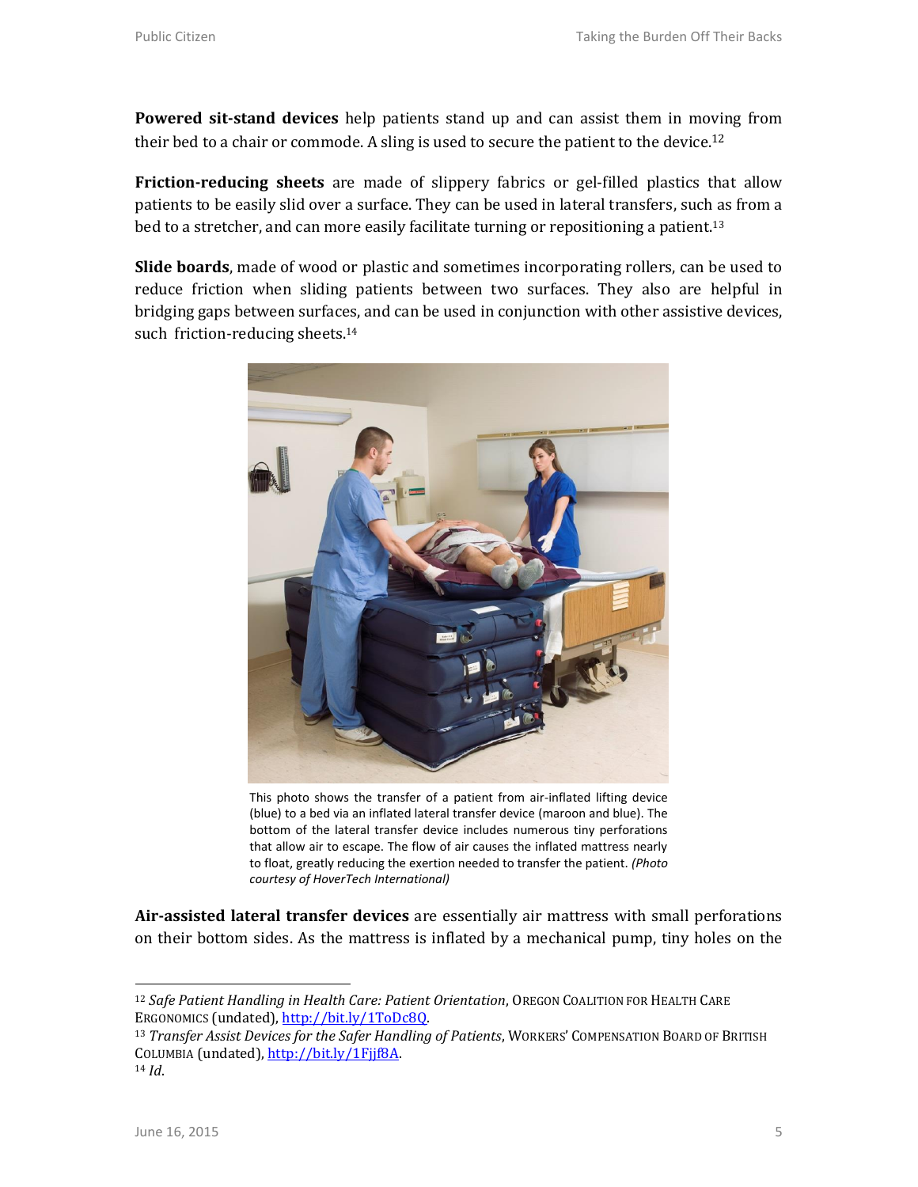**Powered sit-stand devices** help patients stand up and can assist them in moving from their bed to a chair or commode. A sling is used to secure the patient to the device.[12]

**Friction-reducing sheets** are made of slippery fabrics or gel-filled plastics that allow patients to be easily slid over a surface. They can be used in lateral transfers, such as from a bed to a stretcher, and can more easily facilitate turning or repositioning a patient.[13]

**Slide boards**, made of wood or plastic and sometimes incorporating rollers, can be used to reduce friction when sliding patients between two surfaces. They also are helpful in bridging gaps between surfaces, and can be used in conjunction with other assistive devices, such friction-reducing sheets.[14]

This photo shows the transfer of a patient from air-inflated lifting device (blue) to a bed via an inflated lateral transfer device (maroon and blue). The bottom of the lateral transfer device includes numerous tiny perforations that allow air to escape. The flow of air causes the inflated mattress nearly to float, greatly reducing the exertion needed to transfer the patient. *(Photo courtesy of HoverTech International)*

**Air-assisted lateral transfer devices** are essentially air mattress with small perforations on their bottom sides. As the mattress is inflated by a mechanical pump, tiny holes on the

---

[12] *Safe Patient Handling in Health Care: Patient Orientation*, Oregon Coalition for Health Care Ergonomics (undated), http://bit.ly/1ToDc8Q.

[13] *Transfer Assist Devices for the Safer Handling of Patients*, Workers' Compensation Board of British Columbia (undated), http://bit.ly/1Fjjf8A.

[14] *Id*.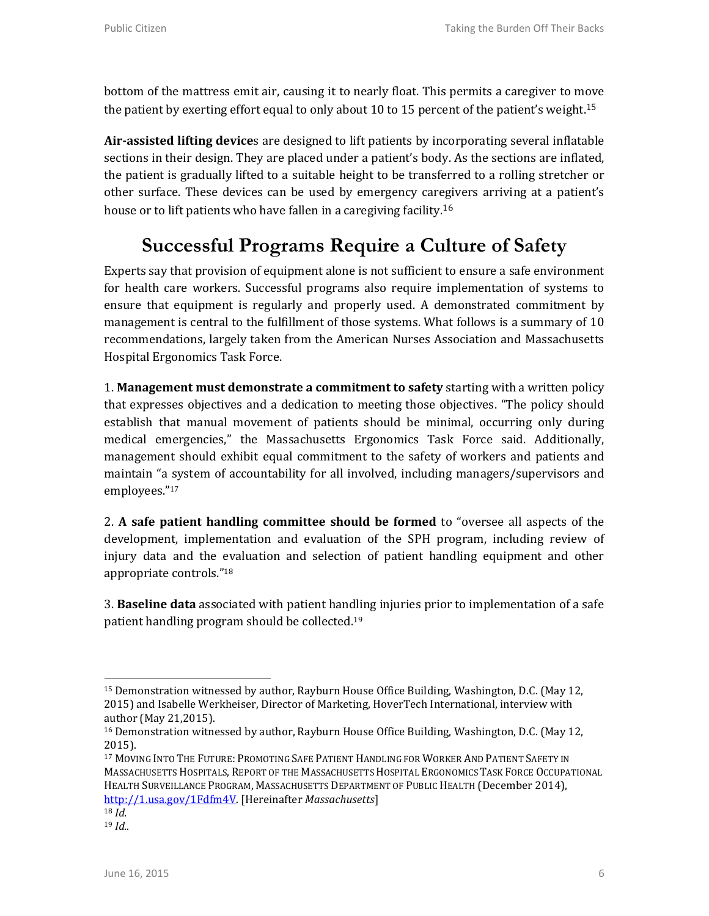bottom of the mattress emit air, causing it to nearly float. This permits a caregiver to move the patient by exerting effort equal to only about 10 to 15 percent of the patient's weight.[15]

**Air-assisted lifting device**s are designed to lift patients by incorporating several inflatable sections in their design. They are placed under a patient's body. As the sections are inflated, the patient is gradually lifted to a suitable height to be transferred to a rolling stretcher or other surface. These devices can be used by emergency caregivers arriving at a patient's house or to lift patients who have fallen in a caregiving facility.[16]

## Successful Programs Require a Culture of Safety

Experts say that provision of equipment alone is not sufficient to ensure a safe environment for health care workers. Successful programs also require implementation of systems to ensure that equipment is regularly and properly used. A demonstrated commitment by management is central to the fulfillment of those systems. What follows is a summary of 10 recommendations, largely taken from the American Nurses Association and Massachusetts Hospital Ergonomics Task Force.

1. **Management must demonstrate a commitment to safety** starting with a written policy that expresses objectives and a dedication to meeting those objectives. "The policy should establish that manual movement of patients should be minimal, occurring only during medical emergencies," the Massachusetts Ergonomics Task Force said. Additionally, management should exhibit equal commitment to the safety of workers and patients and maintain "a system of accountability for all involved, including managers/supervisors and employees."[17]

2. **A safe patient handling committee should be formed** to "oversee all aspects of the development, implementation and evaluation of the SPH program, including review of injury data and the evaluation and selection of patient handling equipment and other appropriate controls."[18]

3. **Baseline data** associated with patient handling injuries prior to implementation of a safe patient handling program should be collected.[19]

---

[15] Demonstration witnessed by author, Rayburn House Office Building, Washington, D.C. (May 12, 2015) and Isabelle Werkheiser, Director of Marketing, HoverTech International, interview with author (May 21,2015).

[16] Demonstration witnessed by author, Rayburn House Office Building, Washington, D.C. (May 12, 2015).

[17] MOVING INTO THE FUTURE: PROMOTING SAFE PATIENT HANDLING FOR WORKER AND PATIENT SAFETY IN MASSACHUSETTS HOSPITALS, REPORT OF THE MASSACHUSETTS HOSPITAL ERGONOMICS TASK FORCE OCCUPATIONAL HEALTH SURVEILLANCE PROGRAM, MASSACHUSETTS DEPARTMENT OF PUBLIC HEALTH (December 2014), http://1.usa.gov/1Fdfm4V. [Hereinafter *Massachusetts*]

[18] *Id.*

[19] *Id.*.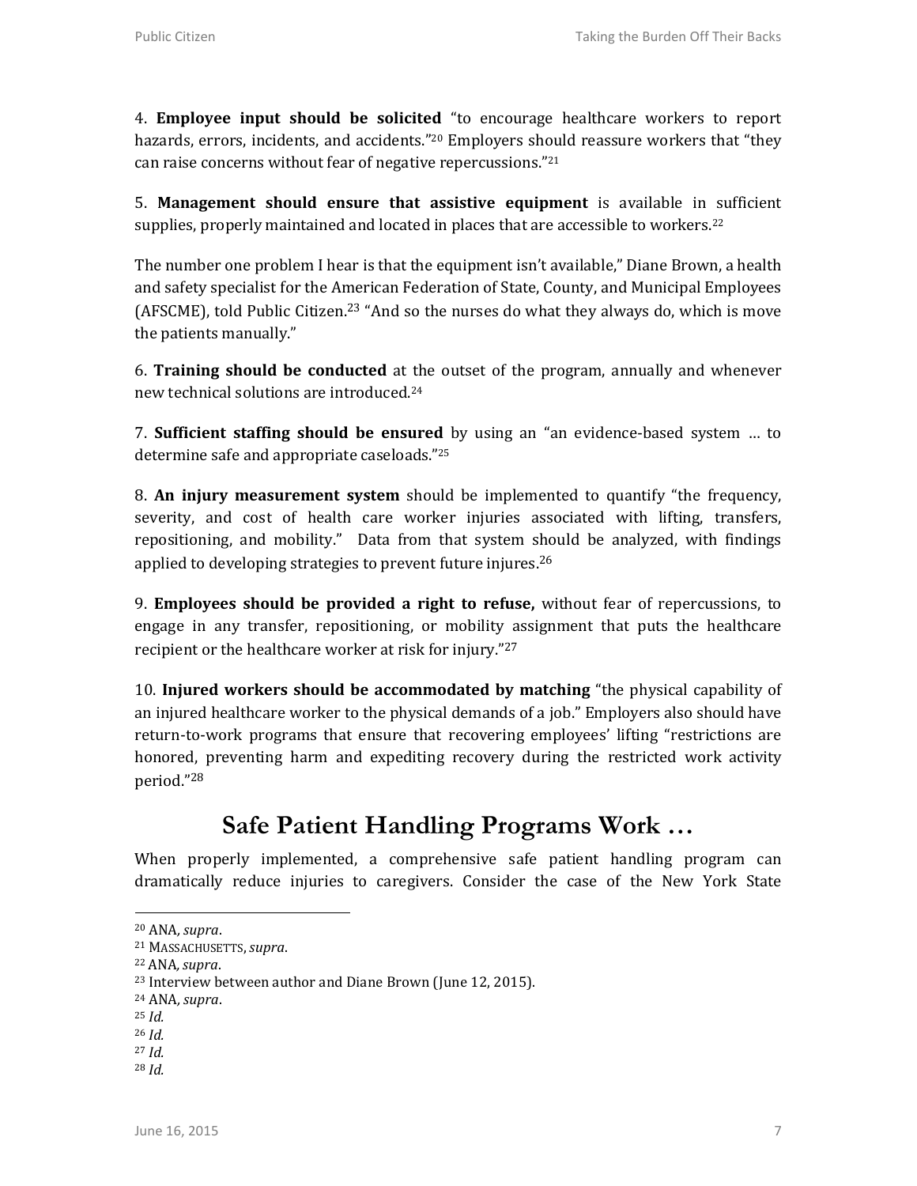4. **Employee input should be solicited** "to encourage healthcare workers to report hazards, errors, incidents, and accidents."[20] Employers should reassure workers that "they can raise concerns without fear of negative repercussions."[21]

5. **Management should ensure that assistive equipment** is available in sufficient supplies, properly maintained and located in places that are accessible to workers.[22]

The number one problem I hear is that the equipment isn't available," Diane Brown, a health and safety specialist for the American Federation of State, County, and Municipal Employees (AFSCME), told Public Citizen.[23] "And so the nurses do what they always do, which is move the patients manually."

6. **Training should be conducted** at the outset of the program, annually and whenever new technical solutions are introduced.[24]

7. **Sufficient staffing should be ensured** by using an "an evidence-based system … to determine safe and appropriate caseloads."[25]

8. **An injury measurement system** should be implemented to quantify "the frequency, severity, and cost of health care worker injuries associated with lifting, transfers, repositioning, and mobility." Data from that system should be analyzed, with findings applied to developing strategies to prevent future injures.[26]

9. **Employees should be provided a right to refuse,** without fear of repercussions, to engage in any transfer, repositioning, or mobility assignment that puts the healthcare recipient or the healthcare worker at risk for injury."[27]

10. **Injured workers should be accommodated by matching** "the physical capability of an injured healthcare worker to the physical demands of a job." Employers also should have return-to-work programs that ensure that recovering employees' lifting "restrictions are honored, preventing harm and expediting recovery during the restricted work activity period."[28]

## Safe Patient Handling Programs Work …

When properly implemented, a comprehensive safe patient handling program can dramatically reduce injuries to caregivers. Consider the case of the New York State

---

[20] ANA, *supra*.
[21] MASSACHUSETTS, *supra*.
[22] ANA, *supra*.
[23] Interview between author and Diane Brown (June 12, 2015).
[24] ANA, *supra*.
[25] *Id.*
[26] *Id.*
[27] *Id.*
[28] *Id.*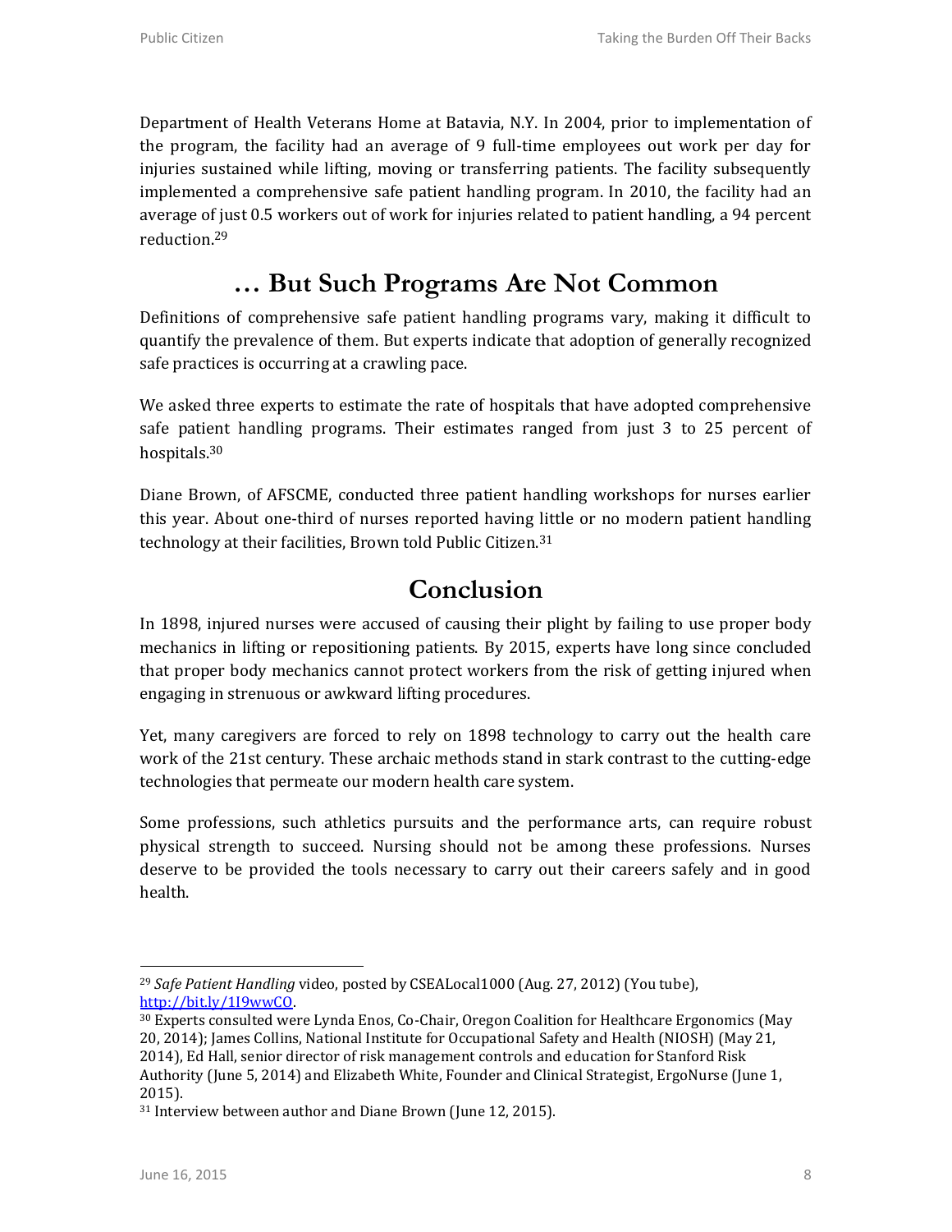Department of Health Veterans Home at Batavia, N.Y. In 2004, prior to implementation of the program, the facility had an average of 9 full-time employees out work per day for injuries sustained while lifting, moving or transferring patients. The facility subsequently implemented a comprehensive safe patient handling program. In 2010, the facility had an average of just 0.5 workers out of work for injuries related to patient handling, a 94 percent reduction.[29]

## … But Such Programs Are Not Common

Definitions of comprehensive safe patient handling programs vary, making it difficult to quantify the prevalence of them. But experts indicate that adoption of generally recognized safe practices is occurring at a crawling pace.

We asked three experts to estimate the rate of hospitals that have adopted comprehensive safe patient handling programs. Their estimates ranged from just 3 to 25 percent of hospitals.[30]

Diane Brown, of AFSCME, conducted three patient handling workshops for nurses earlier this year. About one-third of nurses reported having little or no modern patient handling technology at their facilities, Brown told Public Citizen.[31]

## Conclusion

In 1898, injured nurses were accused of causing their plight by failing to use proper body mechanics in lifting or repositioning patients. By 2015, experts have long since concluded that proper body mechanics cannot protect workers from the risk of getting injured when engaging in strenuous or awkward lifting procedures.

Yet, many caregivers are forced to rely on 1898 technology to carry out the health care work of the 21st century. These archaic methods stand in stark contrast to the cutting-edge technologies that permeate our modern health care system.

Some professions, such athletics pursuits and the performance arts, can require robust physical strength to succeed. Nursing should not be among these professions. Nurses deserve to be provided the tools necessary to carry out their careers safely and in good health.

---

[29] *Safe Patient Handling* video, posted by CSEALocal1000 (Aug. 27, 2012) (You tube), http://bit.ly/1I9wwCO.

[30] Experts consulted were Lynda Enos, Co-Chair, Oregon Coalition for Healthcare Ergonomics (May 20, 2014); James Collins, National Institute for Occupational Safety and Health (NIOSH) (May 21, 2014), Ed Hall, senior director of risk management controls and education for Stanford Risk Authority (June 5, 2014) and Elizabeth White, Founder and Clinical Strategist, ErgoNurse (June 1, 2015).

[31] Interview between author and Diane Brown (June 12, 2015).